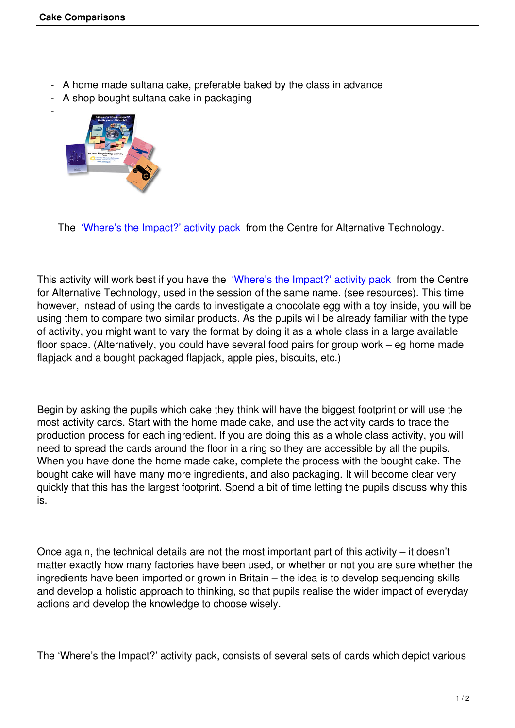- A home made sultana cake, preferable baked by the class in advance
- A shop bought sultana cake in packaging
- 

The 'Where's the Impact?' activity pack from the Centre for Alternative Technology.

This activity will work best if you have the 'Where's the Impact?' activity pack from the Centre for Alternative Technology, used in the session of the same name. (see resources). This time however, instead of using the cards to investigate a chocolate egg with a toy inside, you will be using them to compare two similar products. As the pupils will be already familiar with the type of activity, you might want to vary the format by doing it as a whole class in a large available floor space. (Alternatively, you could have several food pairs for group work – eg home made flapjack and a bought packaged flapjack, apple pies, biscuits, etc.)

Begin by asking the pupils which cake they think will have the biggest footprint or will use the most activity cards. Start with the home made cake, and use the activity cards to trace the production process for each ingredient. If you are doing this as a whole class activity, you will need to spread the cards around the floor in a ring so they are accessible by all the pupils. When you have done the home made cake, complete the process with the bought cake. The bought cake will have many more ingredients, and also packaging. It will become clear very quickly that this has the largest footprint. Spend a bit of time letting the pupils discuss why this is.

Once again, the technical details are not the most important part of this activity – it doesn't matter exactly how many factories have been used, or whether or not you are sure whether the ingredients have been imported or grown in Britain – the idea is to develop sequencing skills and develop a holistic approach to thinking, so that pupils realise the wider impact of everyday actions and develop the knowledge to choose wisely.

The 'Where's the Impact?' activity pack, consists of several sets of cards which depict various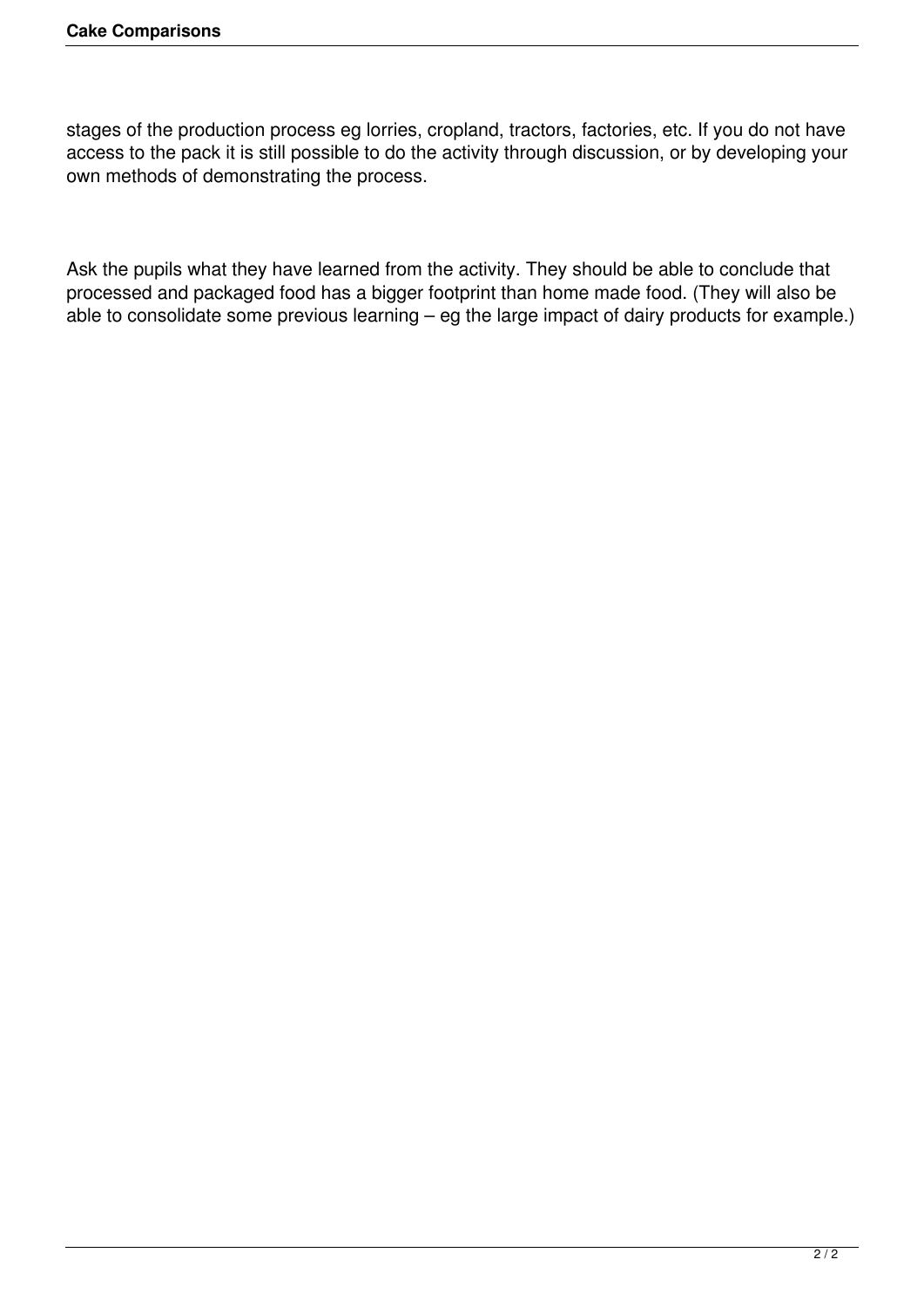stages of the production process eg lorries, cropland, tractors, factories, etc. If you do not have access to the pack it is still possible to do the activity through discussion, or by developing your own methods of demonstrating the process.

Ask the pupils what they have learned from the activity. They should be able to conclude that processed and packaged food has a bigger footprint than home made food. (They will also be able to consolidate some previous learning – eg the large impact of dairy products for example.)